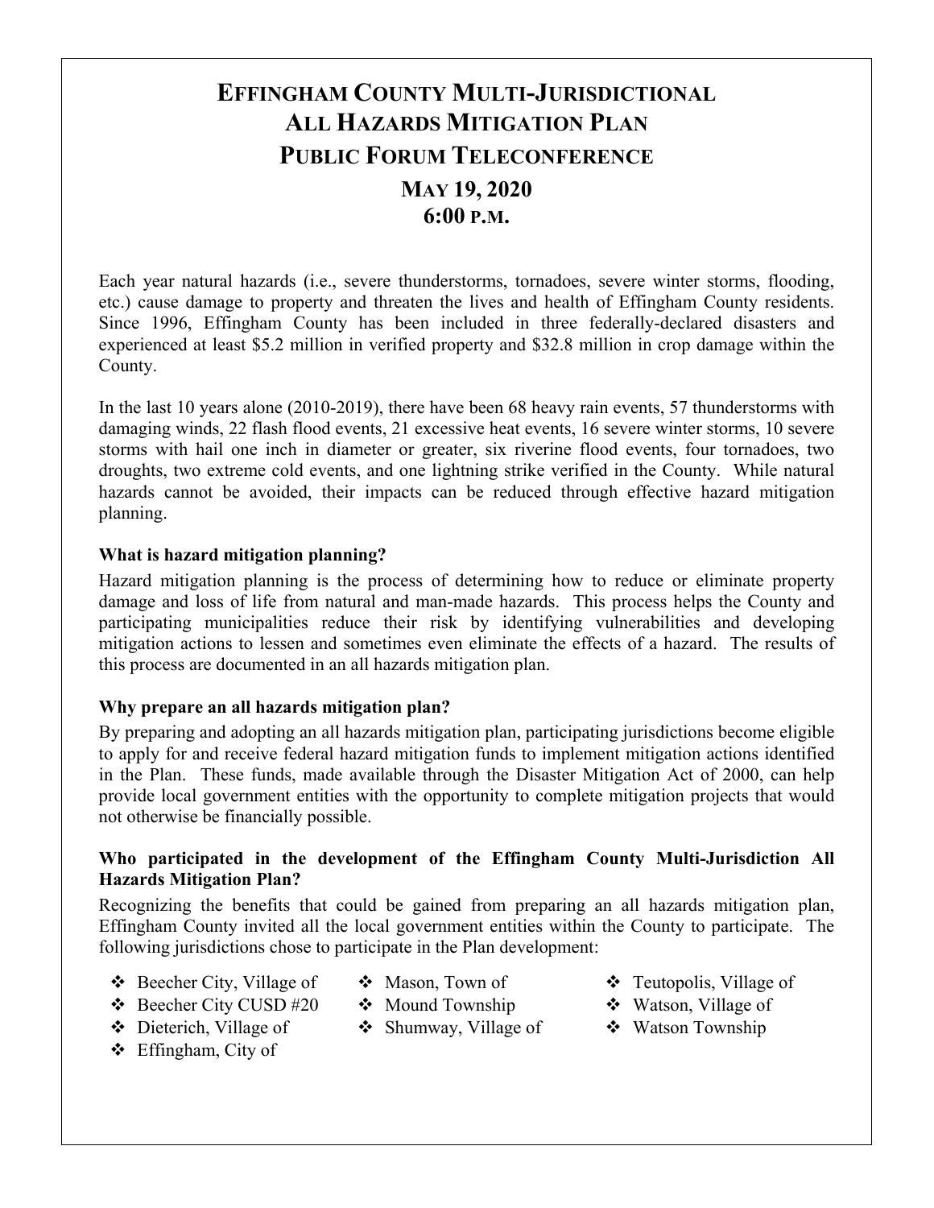# Effingham County Multi-Jurisdictional All Hazards Mitigation Plan Public Forum Teleconference

## May 19, 2020
## 6:00 p.m.

Each year natural hazards (i.e., severe thunderstorms, tornadoes, severe winter storms, flooding, etc.) cause damage to property and threaten the lives and health of Effingham County residents. Since 1996, Effingham County has been included in three federally-declared disasters and experienced at least $5.2 million in verified property and $32.8 million in crop damage within the County.

In the last 10 years alone (2010-2019), there have been 68 heavy rain events, 57 thunderstorms with damaging winds, 22 flash flood events, 21 excessive heat events, 16 severe winter storms, 10 severe storms with hail one inch in diameter or greater, six riverine flood events, four tornadoes, two droughts, two extreme cold events, and one lightning strike verified in the County. While natural hazards cannot be avoided, their impacts can be reduced through effective hazard mitigation planning.

**What is hazard mitigation planning?**

Hazard mitigation planning is the process of determining how to reduce or eliminate property damage and loss of life from natural and man-made hazards. This process helps the County and participating municipalities reduce their risk by identifying vulnerabilities and developing mitigation actions to lessen and sometimes even eliminate the effects of a hazard. The results of this process are documented in an all hazards mitigation plan.

**Why prepare an all hazards mitigation plan?**

By preparing and adopting an all hazards mitigation plan, participating jurisdictions become eligible to apply for and receive federal hazard mitigation funds to implement mitigation actions identified in the Plan. These funds, made available through the Disaster Mitigation Act of 2000, can help provide local government entities with the opportunity to complete mitigation projects that would not otherwise be financially possible.

**Who participated in the development of the Effingham County Multi-Jurisdiction All Hazards Mitigation Plan?**

Recognizing the benefits that could be gained from preparing an all hazards mitigation plan, Effingham County invited all the local government entities within the County to participate. The following jurisdictions chose to participate in the Plan development:

- Beecher City, Village of
- Beecher City CUSD #20
- Dieterich, Village of
- Effingham, City of
- Mason, Town of
- Mound Township
- Shumway, Village of
- Teutopolis, Village of
- Watson, Village of
- Watson Township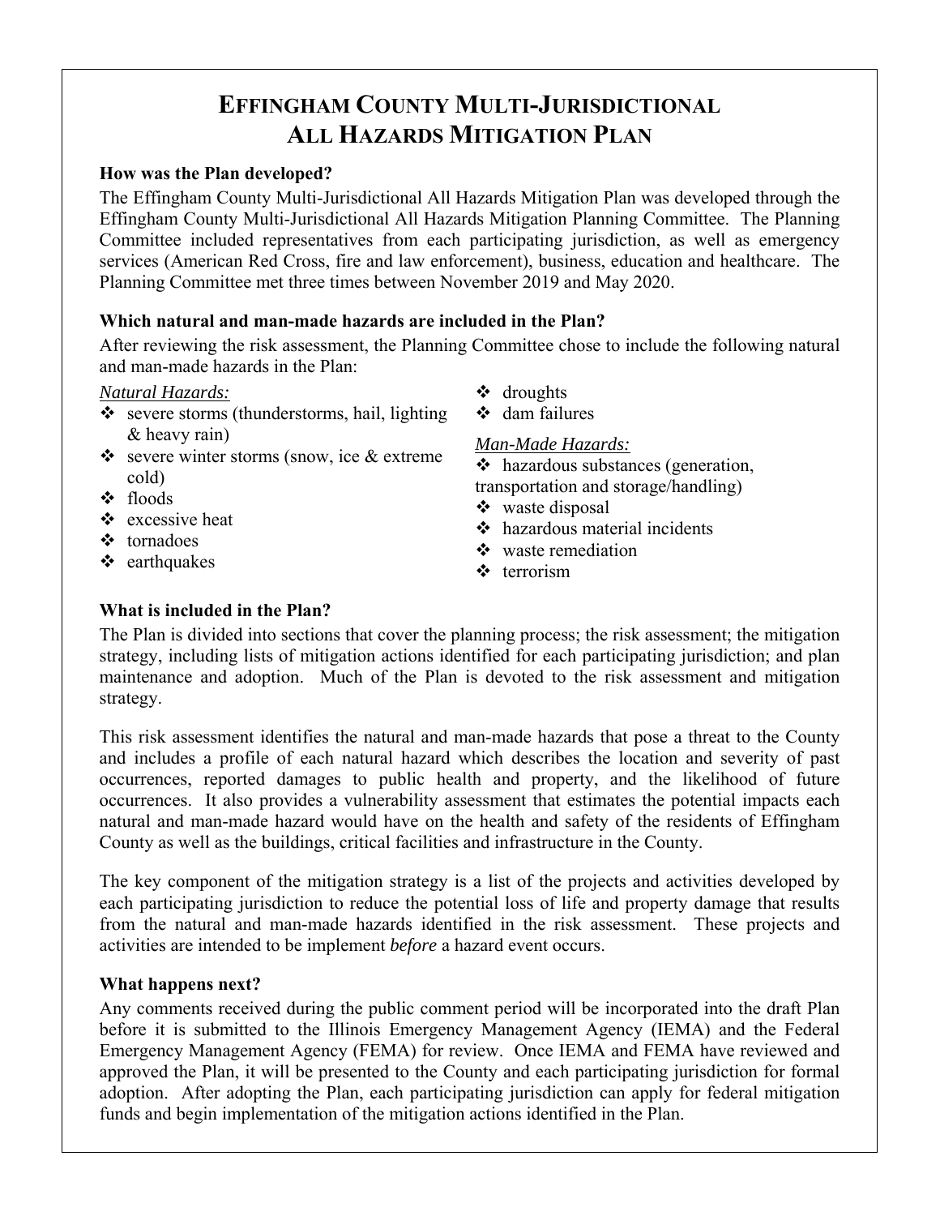# Effingham County Multi-Jurisdictional All Hazards Mitigation Plan

**How was the Plan developed?**

The Effingham County Multi-Jurisdictional All Hazards Mitigation Plan was developed through the Effingham County Multi-Jurisdictional All Hazards Mitigation Planning Committee. The Planning Committee included representatives from each participating jurisdiction, as well as emergency services (American Red Cross, fire and law enforcement), business, education and healthcare. The Planning Committee met three times between November 2019 and May 2020.

**Which natural and man-made hazards are included in the Plan?**

After reviewing the risk assessment, the Planning Committee chose to include the following natural and man-made hazards in the Plan:

*Natural Hazards:*

- severe storms (thunderstorms, hail, lighting & heavy rain)
- severe winter storms (snow, ice & extreme cold)
- floods
- excessive heat
- tornadoes
- earthquakes
- droughts
- dam failures

*Man-Made Hazards:*

- hazardous substances (generation, transportation and storage/handling)
- waste disposal
- hazardous material incidents
- waste remediation
- terrorism

**What is included in the Plan?**

The Plan is divided into sections that cover the planning process; the risk assessment; the mitigation strategy, including lists of mitigation actions identified for each participating jurisdiction; and plan maintenance and adoption. Much of the Plan is devoted to the risk assessment and mitigation strategy.

This risk assessment identifies the natural and man-made hazards that pose a threat to the County and includes a profile of each natural hazard which describes the location and severity of past occurrences, reported damages to public health and property, and the likelihood of future occurrences. It also provides a vulnerability assessment that estimates the potential impacts each natural and man-made hazard would have on the health and safety of the residents of Effingham County as well as the buildings, critical facilities and infrastructure in the County.

The key component of the mitigation strategy is a list of the projects and activities developed by each participating jurisdiction to reduce the potential loss of life and property damage that results from the natural and man-made hazards identified in the risk assessment. These projects and activities are intended to be implement *before* a hazard event occurs.

**What happens next?**

Any comments received during the public comment period will be incorporated into the draft Plan before it is submitted to the Illinois Emergency Management Agency (IEMA) and the Federal Emergency Management Agency (FEMA) for review. Once IEMA and FEMA have reviewed and approved the Plan, it will be presented to the County and each participating jurisdiction for formal adoption. After adopting the Plan, each participating jurisdiction can apply for federal mitigation funds and begin implementation of the mitigation actions identified in the Plan.